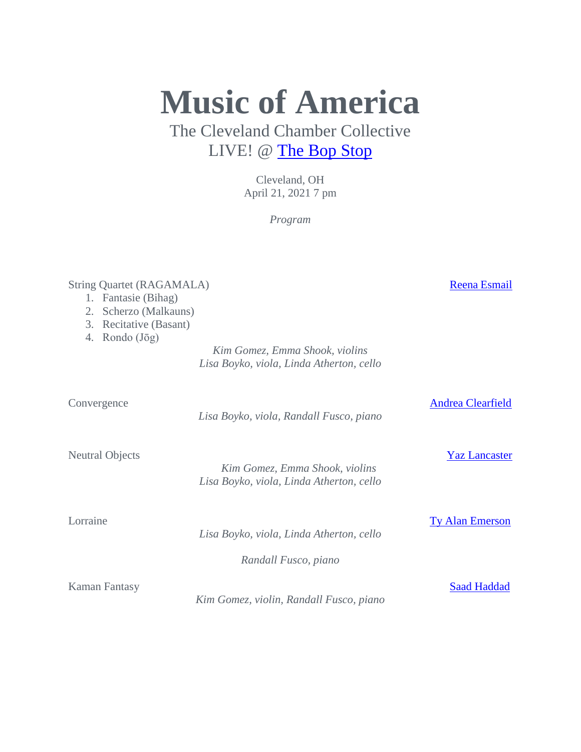# Music of America

The Cleveland Chamber Collective

LIVE! @ The Bop Stop

Cleveland, OH
April 21, 2021 7 pm

*Program*

String Quartet (RAGAMALA) — Reena Esmail

1. Fantasie (Bihag)
2. Scherzo (Malkauns)
3. Recitative (Basant)
4. Rondo (Jōg)

*Kim Gomez, Emma Shook, violins*
*Lisa Boyko, viola, Linda Atherton, cello*

Convergence — Andrea Clearfield

*Lisa Boyko, viola, Randall Fusco, piano*

Neutral Objects — Yaz Lancaster

*Kim Gomez, Emma Shook, violins*
*Lisa Boyko, viola, Linda Atherton, cello*

Lorraine — Ty Alan Emerson

*Lisa Boyko, viola, Linda Atherton, cello*

*Randall Fusco, piano*

Kaman Fantasy — Saad Haddad

*Kim Gomez, violin, Randall Fusco, piano*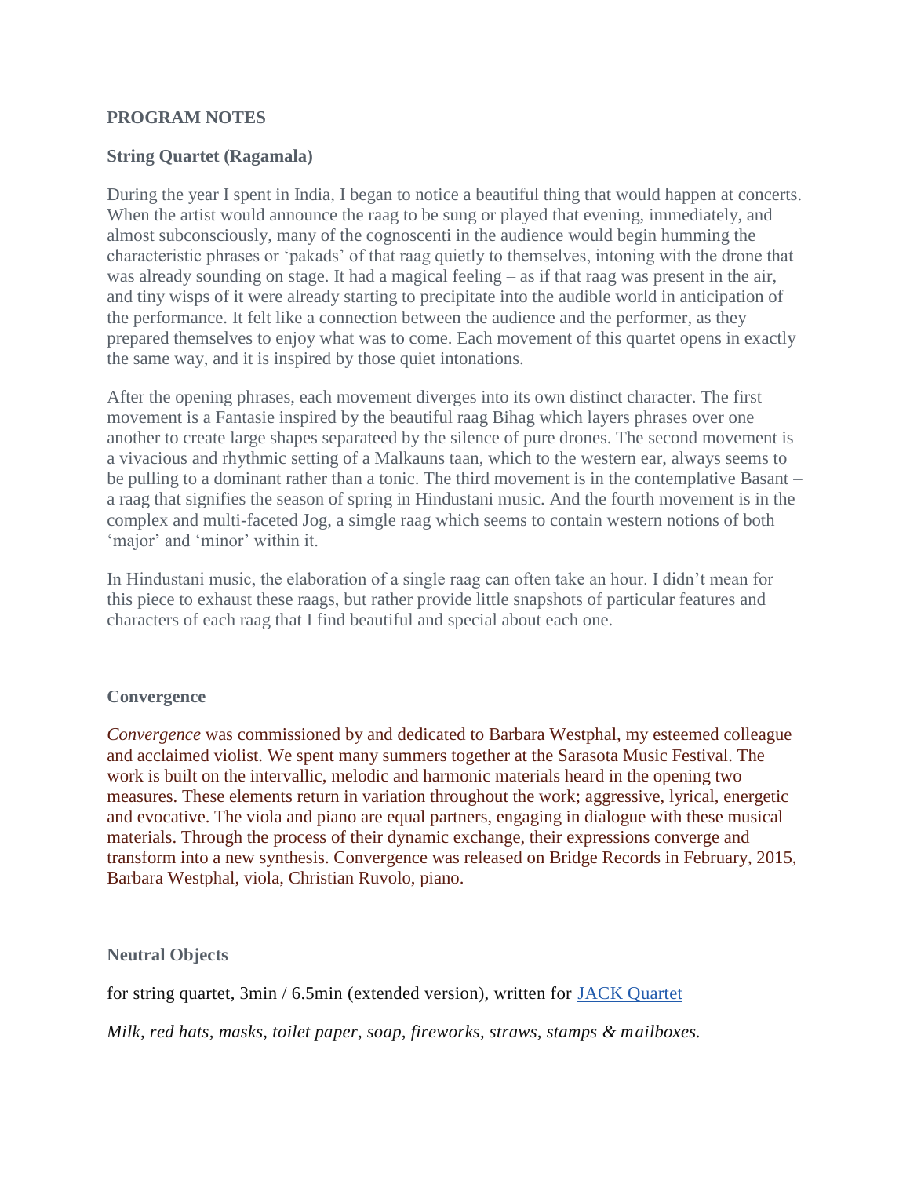**PROGRAM NOTES**

**String Quartet (Ragamala)**

During the year I spent in India, I began to notice a beautiful thing that would happen at concerts. When the artist would announce the raag to be sung or played that evening, immediately, and almost subconsciously, many of the cognoscenti in the audience would begin humming the characteristic phrases or 'pakads' of that raag quietly to themselves, intoning with the drone that was already sounding on stage. It had a magical feeling – as if that raag was present in the air, and tiny wisps of it were already starting to precipitate into the audible world in anticipation of the performance. It felt like a connection between the audience and the performer, as they prepared themselves to enjoy what was to come. Each movement of this quartet opens in exactly the same way, and it is inspired by those quiet intonations.

After the opening phrases, each movement diverges into its own distinct character. The first movement is a Fantasie inspired by the beautiful raag Bihag which layers phrases over one another to create large shapes separateed by the silence of pure drones. The second movement is a vivacious and rhythmic setting of a Malkauns taan, which to the western ear, always seems to be pulling to a dominant rather than a tonic. The third movement is in the contemplative Basant – a raag that signifies the season of spring in Hindustani music. And the fourth movement is in the complex and multi-faceted Jog, a simgle raag which seems to contain western notions of both 'major' and 'minor' within it.

In Hindustani music, the elaboration of a single raag can often take an hour. I didn't mean for this piece to exhaust these raags, but rather provide little snapshots of particular features and characters of each raag that I find beautiful and special about each one.

**Convergence**

*Convergence* was commissioned by and dedicated to Barbara Westphal, my esteemed colleague and acclaimed violist. We spent many summers together at the Sarasota Music Festival. The work is built on the intervallic, melodic and harmonic materials heard in the opening two measures. These elements return in variation throughout the work; aggressive, lyrical, energetic and evocative. The viola and piano are equal partners, engaging in dialogue with these musical materials. Through the process of their dynamic exchange, their expressions converge and transform into a new synthesis. Convergence was released on Bridge Records in February, 2015, Barbara Westphal, viola, Christian Ruvolo, piano.

**Neutral Objects**

for string quartet, 3min / 6.5min (extended version), written for JACK Quartet

*Milk, red hats, masks, toilet paper, soap, fireworks, straws, stamps & mailboxes.*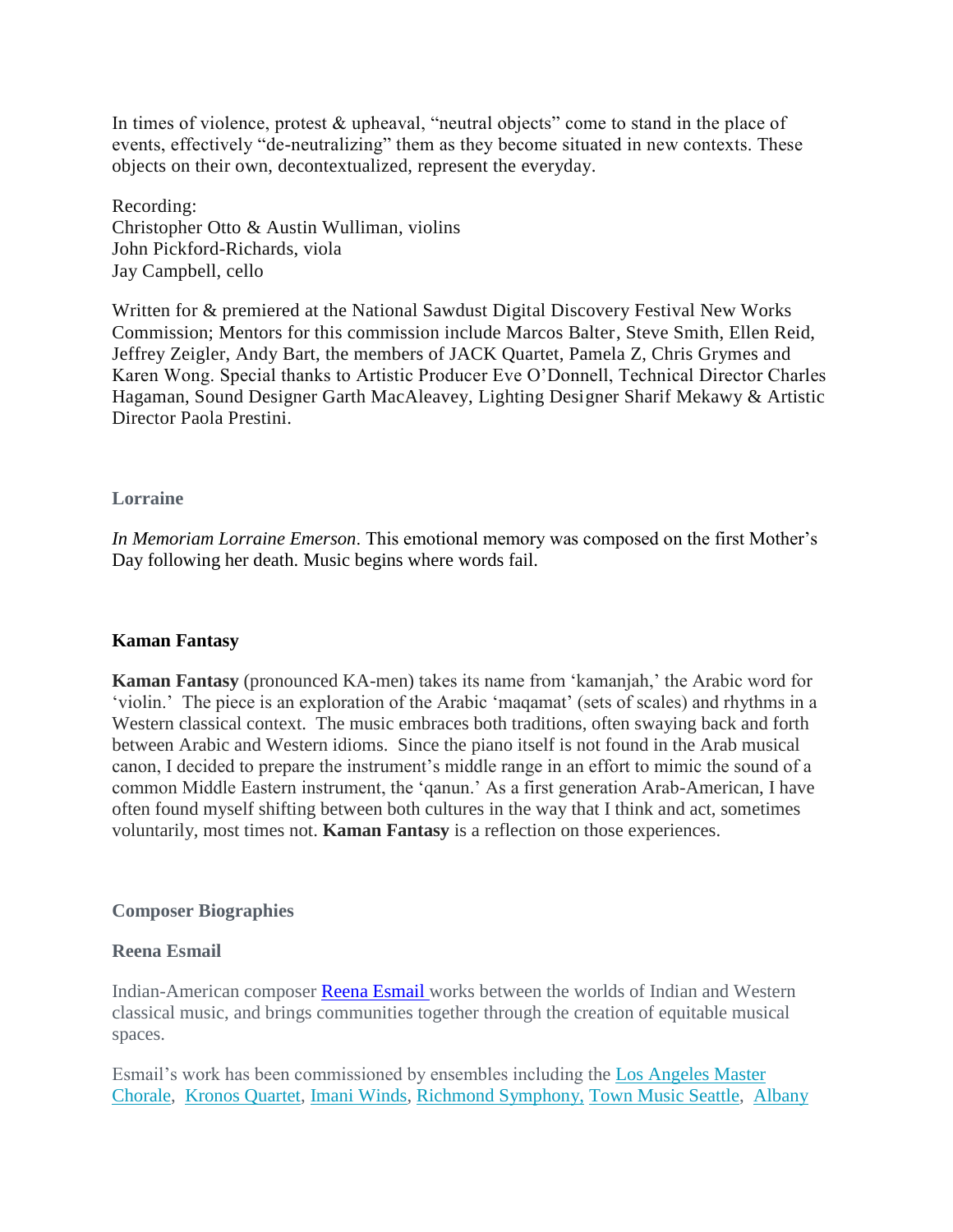In times of violence, protest & upheaval, "neutral objects" come to stand in the place of events, effectively "de-neutralizing" them as they become situated in new contexts. These objects on their own, decontextualized, represent the everyday.

Recording:
Christopher Otto & Austin Wulliman, violins
John Pickford-Richards, viola
Jay Campbell, cello

Written for & premiered at the National Sawdust Digital Discovery Festival New Works Commission; Mentors for this commission include Marcos Balter, Steve Smith, Ellen Reid, Jeffrey Zeigler, Andy Bart, the members of JACK Quartet, Pamela Z, Chris Grymes and Karen Wong. Special thanks to Artistic Producer Eve O'Donnell, Technical Director Charles Hagaman, Sound Designer Garth MacAleavey, Lighting Designer Sharif Mekawy & Artistic Director Paola Prestini.

### Lorraine

*In Memoriam Lorraine Emerson*. This emotional memory was composed on the first Mother's Day following her death. Music begins where words fail.

### Kaman Fantasy

**Kaman Fantasy** (pronounced KA-men) takes its name from 'kamanjah,' the Arabic word for 'violin.' The piece is an exploration of the Arabic 'maqamat' (sets of scales) and rhythms in a Western classical context. The music embraces both traditions, often swaying back and forth between Arabic and Western idioms. Since the piano itself is not found in the Arab musical canon, I decided to prepare the instrument's middle range in an effort to mimic the sound of a common Middle Eastern instrument, the 'qanun.' As a first generation Arab-American, I have often found myself shifting between both cultures in the way that I think and act, sometimes voluntarily, most times not. **Kaman Fantasy** is a reflection on those experiences.

## Composer Biographies

### Reena Esmail

Indian-American composer Reena Esmail works between the worlds of Indian and Western classical music, and brings communities together through the creation of equitable musical spaces.

Esmail's work has been commissioned by ensembles including the Los Angeles Master Chorale, Kronos Quartet, Imani Winds, Richmond Symphony, Town Music Seattle, Albany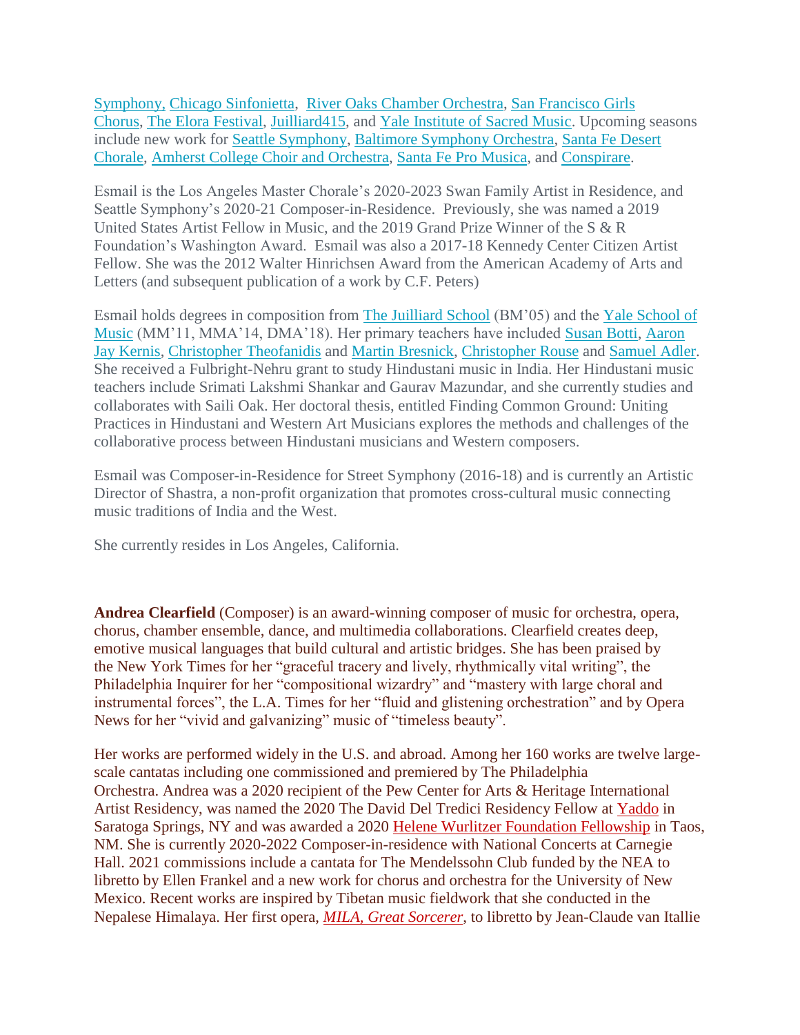Symphony, Chicago Sinfonietta, River Oaks Chamber Orchestra, San Francisco Girls Chorus, The Elora Festival, Juilliard415, and Yale Institute of Sacred Music. Upcoming seasons include new work for Seattle Symphony, Baltimore Symphony Orchestra, Santa Fe Desert Chorale, Amherst College Choir and Orchestra, Santa Fe Pro Musica, and Conspirare.

Esmail is the Los Angeles Master Chorale's 2020-2023 Swan Family Artist in Residence, and Seattle Symphony's 2020-21 Composer-in-Residence. Previously, she was named a 2019 United States Artist Fellow in Music, and the 2019 Grand Prize Winner of the S & R Foundation's Washington Award. Esmail was also a 2017-18 Kennedy Center Citizen Artist Fellow. She was the 2012 Walter Hinrichsen Award from the American Academy of Arts and Letters (and subsequent publication of a work by C.F. Peters)

Esmail holds degrees in composition from The Juilliard School (BM'05) and the Yale School of Music (MM'11, MMA'14, DMA'18). Her primary teachers have included Susan Botti, Aaron Jay Kernis, Christopher Theofanidis and Martin Bresnick, Christopher Rouse and Samuel Adler. She received a Fulbright-Nehru grant to study Hindustani music in India. Her Hindustani music teachers include Srimati Lakshmi Shankar and Gaurav Mazundar, and she currently studies and collaborates with Saili Oak. Her doctoral thesis, entitled Finding Common Ground: Uniting Practices in Hindustani and Western Art Musicians explores the methods and challenges of the collaborative process between Hindustani musicians and Western composers.

Esmail was Composer-in-Residence for Street Symphony (2016-18) and is currently an Artistic Director of Shastra, a non-profit organization that promotes cross-cultural music connecting music traditions of India and the West.

She currently resides in Los Angeles, California.

**Andrea Clearfield** (Composer) is an award-winning composer of music for orchestra, opera, chorus, chamber ensemble, dance, and multimedia collaborations. Clearfield creates deep, emotive musical languages that build cultural and artistic bridges. She has been praised by the New York Times for her "graceful tracery and lively, rhythmically vital writing", the Philadelphia Inquirer for her "compositional wizardry" and "mastery with large choral and instrumental forces", the L.A. Times for her "fluid and glistening orchestration" and by Opera News for her "vivid and galvanizing" music of "timeless beauty".

Her works are performed widely in the U.S. and abroad. Among her 160 works are twelve large-scale cantatas including one commissioned and premiered by The Philadelphia Orchestra. Andrea was a 2020 recipient of the Pew Center for Arts & Heritage International Artist Residency, was named the 2020 The David Del Tredici Residency Fellow at Yaddo in Saratoga Springs, NY and was awarded a 2020 Helene Wurlitzer Foundation Fellowship in Taos, NM. She is currently 2020-2022 Composer-in-residence with National Concerts at Carnegie Hall. 2021 commissions include a cantata for The Mendelssohn Club funded by the NEA to libretto by Ellen Frankel and a new work for chorus and orchestra for the University of New Mexico. Recent works are inspired by Tibetan music fieldwork that she conducted in the Nepalese Himalaya. Her first opera, *MILA, Great Sorcerer*, to libretto by Jean-Claude van Itallie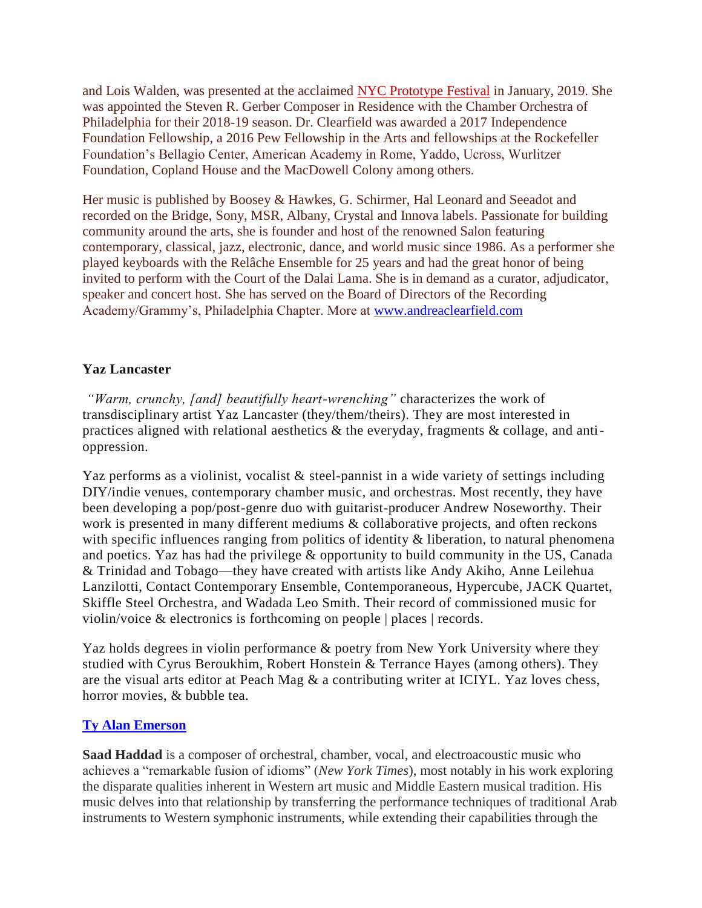and Lois Walden, was presented at the acclaimed [NYC Prototype Festival](#) in January, 2019. She was appointed the Steven R. Gerber Composer in Residence with the Chamber Orchestra of Philadelphia for their 2018-19 season. Dr. Clearfield was awarded a 2017 Independence Foundation Fellowship, a 2016 Pew Fellowship in the Arts and fellowships at the Rockefeller Foundation's Bellagio Center, American Academy in Rome, Yaddo, Ucross, Wurlitzer Foundation, Copland House and the MacDowell Colony among others.

Her music is published by Boosey & Hawkes, G. Schirmer, Hal Leonard and Seeadot and recorded on the Bridge, Sony, MSR, Albany, Crystal and Innova labels. Passionate for building community around the arts, she is founder and host of the renowned Salon featuring contemporary, classical, jazz, electronic, dance, and world music since 1986. As a performer she played keyboards with the Relâche Ensemble for 25 years and had the great honor of being invited to perform with the Court of the Dalai Lama. She is in demand as a curator, adjudicator, speaker and concert host. She has served on the Board of Directors of the Recording Academy/Grammy's, Philadelphia Chapter. More at [www.andreaclearfield.com](http://www.andreaclearfield.com)

**Yaz Lancaster**

*"Warm, crunchy, [and] beautifully heart-wrenching"* characterizes the work of transdisciplinary artist Yaz Lancaster (they/them/theirs). They are most interested in practices aligned with relational aesthetics & the everyday, fragments & collage, and anti-oppression.

Yaz performs as a violinist, vocalist & steel-pannist in a wide variety of settings including DIY/indie venues, contemporary chamber music, and orchestras. Most recently, they have been developing a pop/post-genre duo with guitarist-producer Andrew Noseworthy. Their work is presented in many different mediums & collaborative projects, and often reckons with specific influences ranging from politics of identity & liberation, to natural phenomena and poetics. Yaz has had the privilege & opportunity to build community in the US, Canada & Trinidad and Tobago—they have created with artists like Andy Akiho, Anne Leilehua Lanzilotti, Contact Contemporary Ensemble, Contemporaneous, Hypercube, JACK Quartet, Skiffle Steel Orchestra, and Wadada Leo Smith. Their record of commissioned music for violin/voice & electronics is forthcoming on people | places | records.

Yaz holds degrees in violin performance & poetry from New York University where they studied with Cyrus Beroukhim, Robert Honstein & Terrance Hayes (among others). They are the visual arts editor at Peach Mag & a contributing writer at ICIYL. Yaz loves chess, horror movies, & bubble tea.

**[Ty Alan Emerson](#)**

**Saad Haddad** is a composer of orchestral, chamber, vocal, and electroacoustic music who achieves a "remarkable fusion of idioms" (*New York Times*), most notably in his work exploring the disparate qualities inherent in Western art music and Middle Eastern musical tradition. His music delves into that relationship by transferring the performance techniques of traditional Arab instruments to Western symphonic instruments, while extending their capabilities through the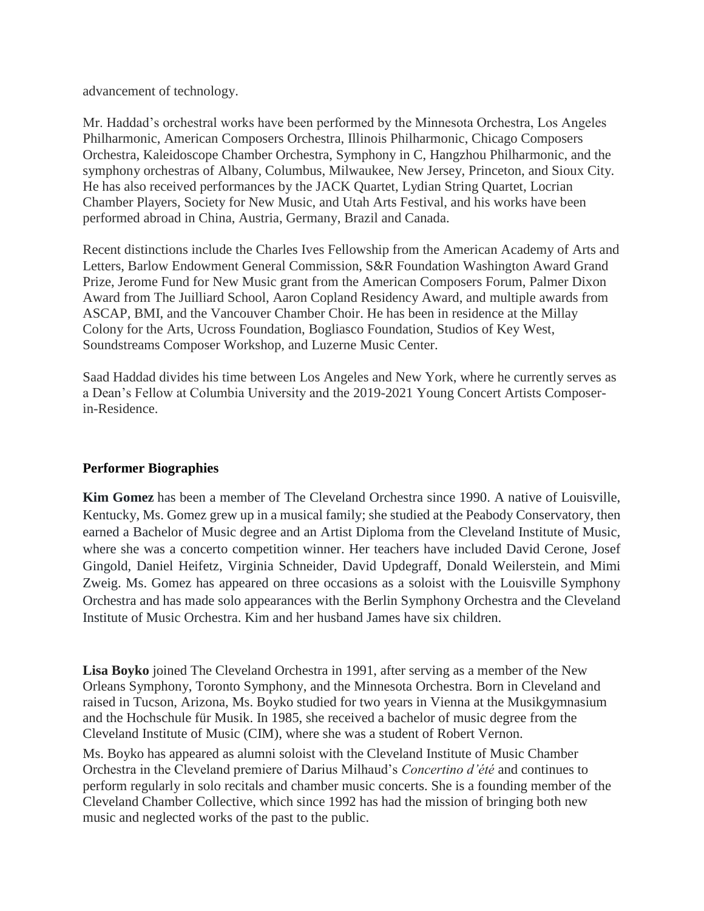advancement of technology.

Mr. Haddad's orchestral works have been performed by the Minnesota Orchestra, Los Angeles Philharmonic, American Composers Orchestra, Illinois Philharmonic, Chicago Composers Orchestra, Kaleidoscope Chamber Orchestra, Symphony in C, Hangzhou Philharmonic, and the symphony orchestras of Albany, Columbus, Milwaukee, New Jersey, Princeton, and Sioux City. He has also received performances by the JACK Quartet, Lydian String Quartet, Locrian Chamber Players, Society for New Music, and Utah Arts Festival, and his works have been performed abroad in China, Austria, Germany, Brazil and Canada.

Recent distinctions include the Charles Ives Fellowship from the American Academy of Arts and Letters, Barlow Endowment General Commission, S&R Foundation Washington Award Grand Prize, Jerome Fund for New Music grant from the American Composers Forum, Palmer Dixon Award from The Juilliard School, Aaron Copland Residency Award, and multiple awards from ASCAP, BMI, and the Vancouver Chamber Choir. He has been in residence at the Millay Colony for the Arts, Ucross Foundation, Bogliasco Foundation, Studios of Key West, Soundstreams Composer Workshop, and Luzerne Music Center.

Saad Haddad divides his time between Los Angeles and New York, where he currently serves as a Dean's Fellow at Columbia University and the 2019-2021 Young Concert Artists Composer-in-Residence.

## Performer Biographies

**Kim Gomez** has been a member of The Cleveland Orchestra since 1990. A native of Louisville, Kentucky, Ms. Gomez grew up in a musical family; she studied at the Peabody Conservatory, then earned a Bachelor of Music degree and an Artist Diploma from the Cleveland Institute of Music, where she was a concerto competition winner. Her teachers have included David Cerone, Josef Gingold, Daniel Heifetz, Virginia Schneider, David Updegraff, Donald Weilerstein, and Mimi Zweig. Ms. Gomez has appeared on three occasions as a soloist with the Louisville Symphony Orchestra and has made solo appearances with the Berlin Symphony Orchestra and the Cleveland Institute of Music Orchestra. Kim and her husband James have six children.

**Lisa Boyko** joined The Cleveland Orchestra in 1991, after serving as a member of the New Orleans Symphony, Toronto Symphony, and the Minnesota Orchestra. Born in Cleveland and raised in Tucson, Arizona, Ms. Boyko studied for two years in Vienna at the Musikgymnasium and the Hochschule für Musik. In 1985, she received a bachelor of music degree from the Cleveland Institute of Music (CIM), where she was a student of Robert Vernon.

Ms. Boyko has appeared as alumni soloist with the Cleveland Institute of Music Chamber Orchestra in the Cleveland premiere of Darius Milhaud's *Concertino d'été* and continues to perform regularly in solo recitals and chamber music concerts. She is a founding member of the Cleveland Chamber Collective, which since 1992 has had the mission of bringing both new music and neglected works of the past to the public.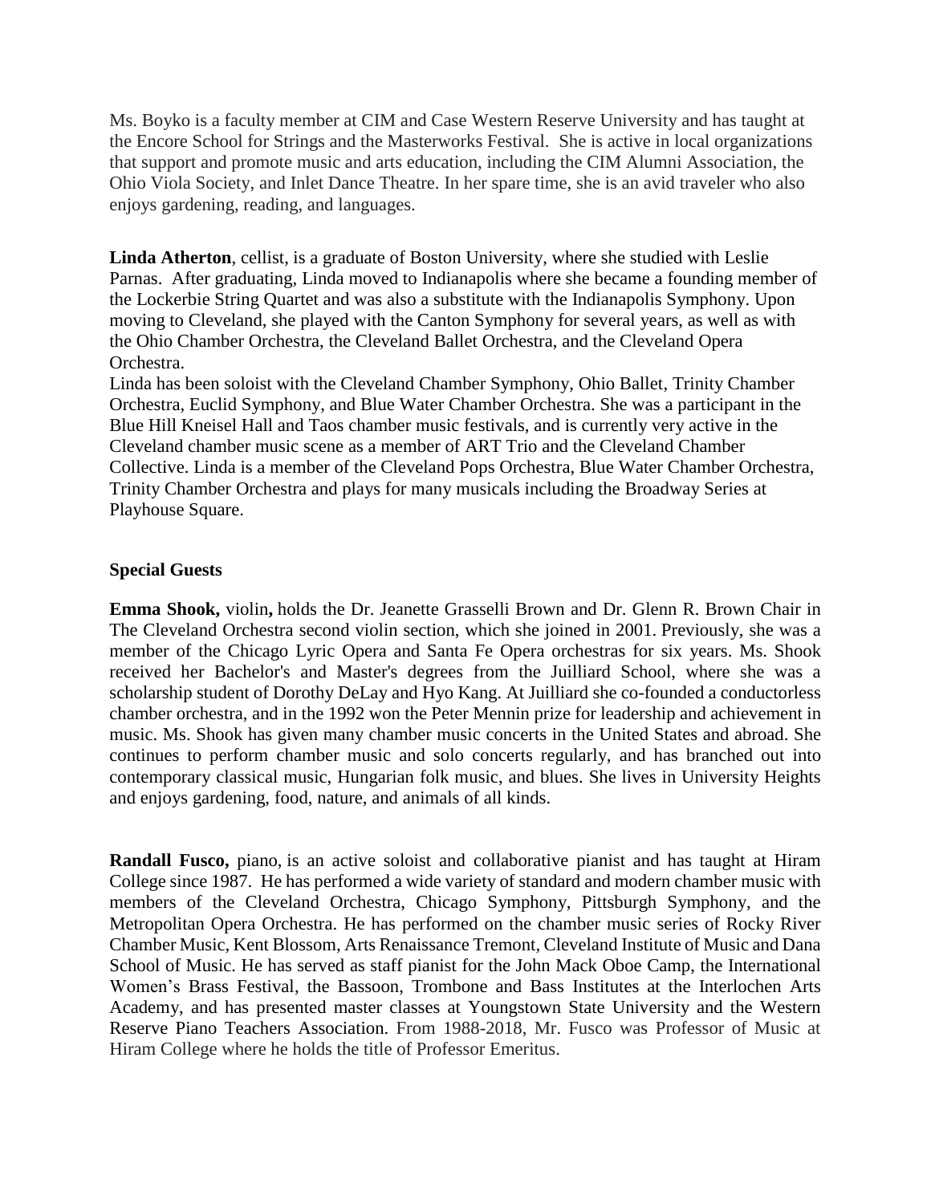Ms. Boyko is a faculty member at CIM and Case Western Reserve University and has taught at the Encore School for Strings and the Masterworks Festival. She is active in local organizations that support and promote music and arts education, including the CIM Alumni Association, the Ohio Viola Society, and Inlet Dance Theatre. In her spare time, she is an avid traveler who also enjoys gardening, reading, and languages.

**Linda Atherton**, cellist, is a graduate of Boston University, where she studied with Leslie Parnas. After graduating, Linda moved to Indianapolis where she became a founding member of the Lockerbie String Quartet and was also a substitute with the Indianapolis Symphony. Upon moving to Cleveland, she played with the Canton Symphony for several years, as well as with the Ohio Chamber Orchestra, the Cleveland Ballet Orchestra, and the Cleveland Opera Orchestra.

Linda has been soloist with the Cleveland Chamber Symphony, Ohio Ballet, Trinity Chamber Orchestra, Euclid Symphony, and Blue Water Chamber Orchestra. She was a participant in the Blue Hill Kneisel Hall and Taos chamber music festivals, and is currently very active in the Cleveland chamber music scene as a member of ART Trio and the Cleveland Chamber Collective. Linda is a member of the Cleveland Pops Orchestra, Blue Water Chamber Orchestra, Trinity Chamber Orchestra and plays for many musicals including the Broadway Series at Playhouse Square.

**Special Guests**

**Emma Shook,** violin**,** holds the Dr. Jeanette Grasselli Brown and Dr. Glenn R. Brown Chair in The Cleveland Orchestra second violin section, which she joined in 2001. Previously, she was a member of the Chicago Lyric Opera and Santa Fe Opera orchestras for six years. Ms. Shook received her Bachelor's and Master's degrees from the Juilliard School, where she was a scholarship student of Dorothy DeLay and Hyo Kang. At Juilliard she co-founded a conductorless chamber orchestra, and in the 1992 won the Peter Mennin prize for leadership and achievement in music. Ms. Shook has given many chamber music concerts in the United States and abroad. She continues to perform chamber music and solo concerts regularly, and has branched out into contemporary classical music, Hungarian folk music, and blues. She lives in University Heights and enjoys gardening, food, nature, and animals of all kinds.

**Randall Fusco,** piano, is an active soloist and collaborative pianist and has taught at Hiram College since 1987. He has performed a wide variety of standard and modern chamber music with members of the Cleveland Orchestra, Chicago Symphony, Pittsburgh Symphony, and the Metropolitan Opera Orchestra. He has performed on the chamber music series of Rocky River Chamber Music, Kent Blossom, Arts Renaissance Tremont, Cleveland Institute of Music and Dana School of Music. He has served as staff pianist for the John Mack Oboe Camp, the International Women's Brass Festival, the Bassoon, Trombone and Bass Institutes at the Interlochen Arts Academy, and has presented master classes at Youngstown State University and the Western Reserve Piano Teachers Association. From 1988-2018, Mr. Fusco was Professor of Music at Hiram College where he holds the title of Professor Emeritus.